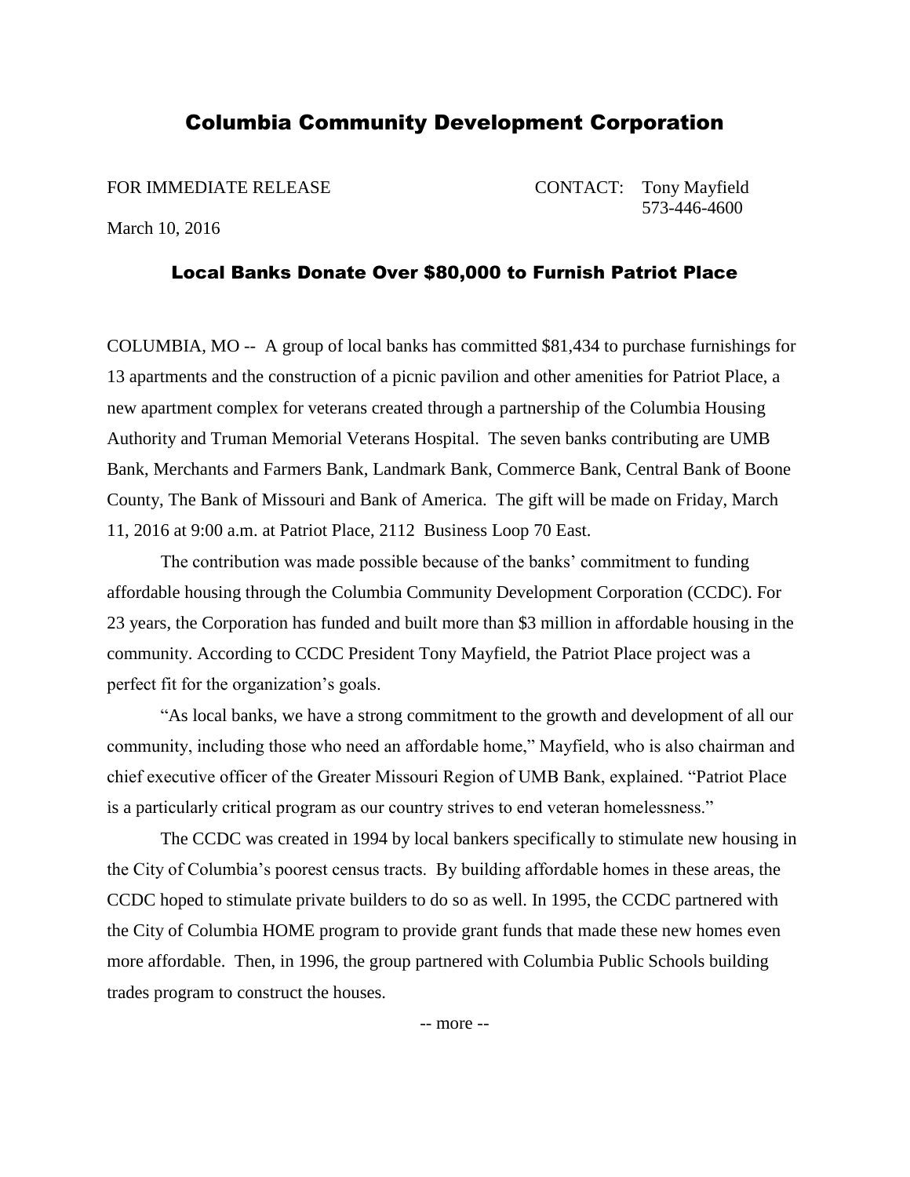# Columbia Community Development Corporation

FOR IMMEDIATE RELEASE

CONTACT: Tony Mayfield
573-446-4600

March 10, 2016

## Local Banks Donate Over $80,000 to Furnish Patriot Place

COLUMBIA, MO -- A group of local banks has committed $81,434 to purchase furnishings for 13 apartments and the construction of a picnic pavilion and other amenities for Patriot Place, a new apartment complex for veterans created through a partnership of the Columbia Housing Authority and Truman Memorial Veterans Hospital. The seven banks contributing are UMB Bank, Merchants and Farmers Bank, Landmark Bank, Commerce Bank, Central Bank of Boone County, The Bank of Missouri and Bank of America. The gift will be made on Friday, March 11, 2016 at 9:00 a.m. at Patriot Place, 2112 Business Loop 70 East.

The contribution was made possible because of the banks' commitment to funding affordable housing through the Columbia Community Development Corporation (CCDC). For 23 years, the Corporation has funded and built more than $3 million in affordable housing in the community. According to CCDC President Tony Mayfield, the Patriot Place project was a perfect fit for the organization's goals.

"As local banks, we have a strong commitment to the growth and development of all our community, including those who need an affordable home," Mayfield, who is also chairman and chief executive officer of the Greater Missouri Region of UMB Bank, explained. "Patriot Place is a particularly critical program as our country strives to end veteran homelessness."

The CCDC was created in 1994 by local bankers specifically to stimulate new housing in the City of Columbia's poorest census tracts. By building affordable homes in these areas, the CCDC hoped to stimulate private builders to do so as well. In 1995, the CCDC partnered with the City of Columbia HOME program to provide grant funds that made these new homes even more affordable. Then, in 1996, the group partnered with Columbia Public Schools building trades program to construct the houses.

-- more --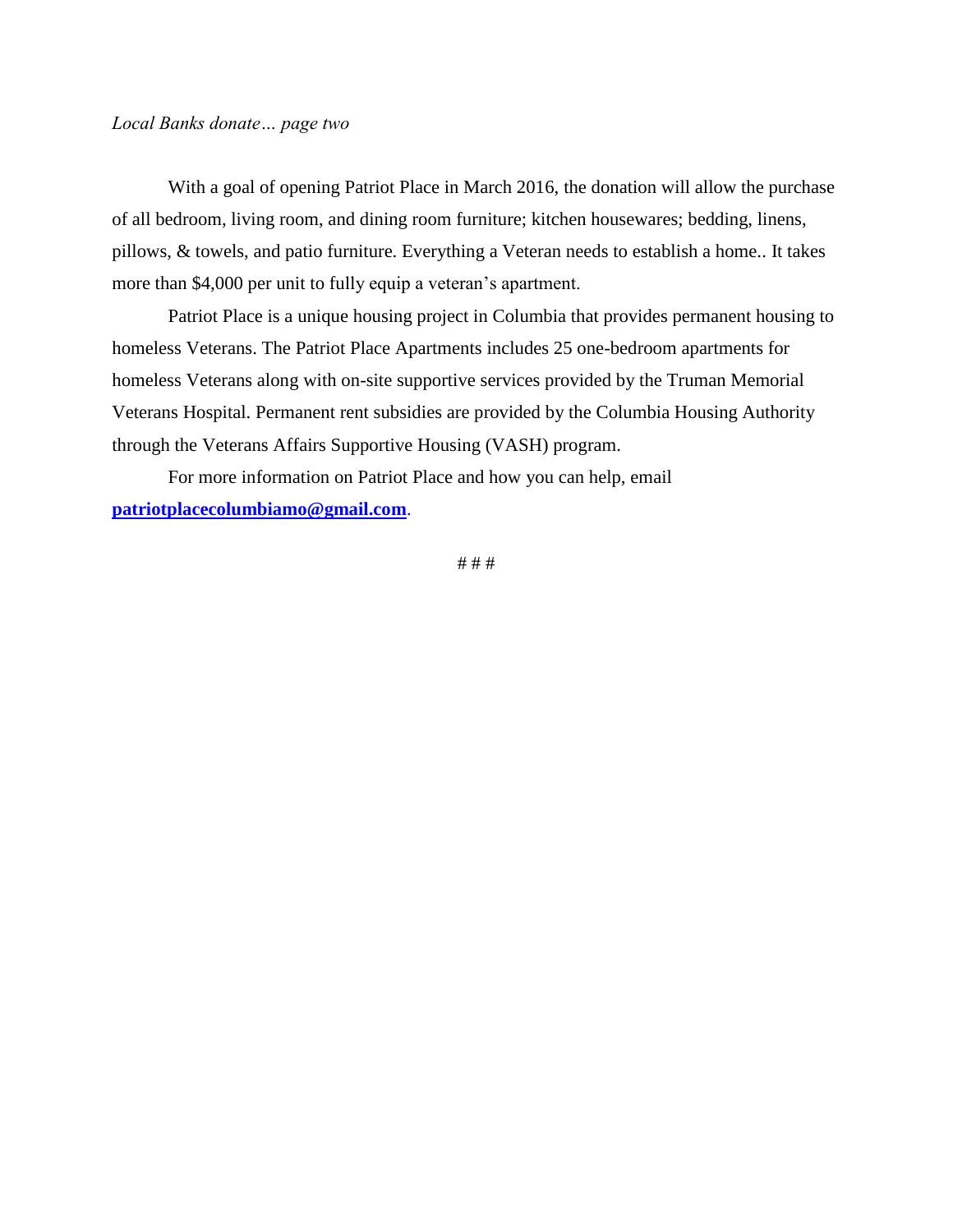*Local Banks donate… page two*

With a goal of opening Patriot Place in March 2016, the donation will allow the purchase of all bedroom, living room, and dining room furniture; kitchen housewares; bedding, linens, pillows, & towels, and patio furniture. Everything a Veteran needs to establish a home.. It takes more than $4,000 per unit to fully equip a veteran's apartment.

Patriot Place is a unique housing project in Columbia that provides permanent housing to homeless Veterans. The Patriot Place Apartments includes 25 one-bedroom apartments for homeless Veterans along with on-site supportive services provided by the Truman Memorial Veterans Hospital. Permanent rent subsidies are provided by the Columbia Housing Authority through the Veterans Affairs Supportive Housing (VASH) program.

For more information on Patriot Place and how you can help, email **patriotplacecolumbiamo@gmail.com**.

# # #